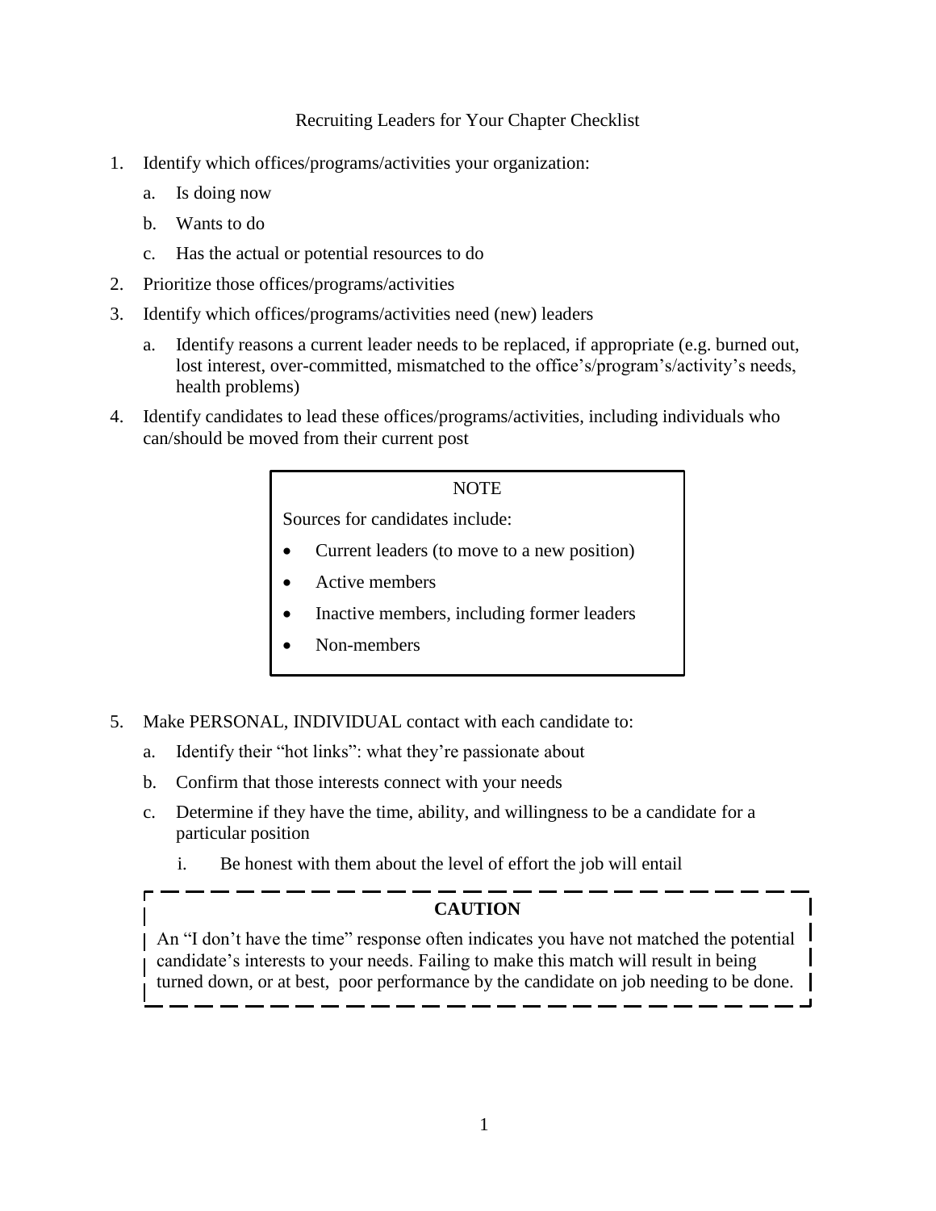# Recruiting Leaders for Your Chapter Checklist

1. Identify which offices/programs/activities your organization:
   a. Is doing now
   b. Wants to do
   c. Has the actual or potential resources to do
2. Prioritize those offices/programs/activities
3. Identify which offices/programs/activities need (new) leaders
   a. Identify reasons a current leader needs to be replaced, if appropriate (e.g. burned out, lost interest, over-committed, mismatched to the office's/program's/activity's needs, health problems)
4. Identify candidates to lead these offices/programs/activities, including individuals who can/should be moved from their current post

> NOTE
>
> Sources for candidates include:
>
> - Current leaders (to move to a new position)
> - Active members
> - Inactive members, including former leaders
> - Non-members

5. Make PERSONAL, INDIVIDUAL contact with each candidate to:
   a. Identify their "hot links": what they're passionate about
   b. Confirm that those interests connect with your needs
   c. Determine if they have the time, ability, and willingness to be a candidate for a particular position
      i. Be honest with them about the level of effort the job will entail

> **CAUTION**
>
> An "I don't have the time" response often indicates you have not matched the potential candidate's interests to your needs. Failing to make this match will result in being turned down, or at best, poor performance by the candidate on job needing to be done.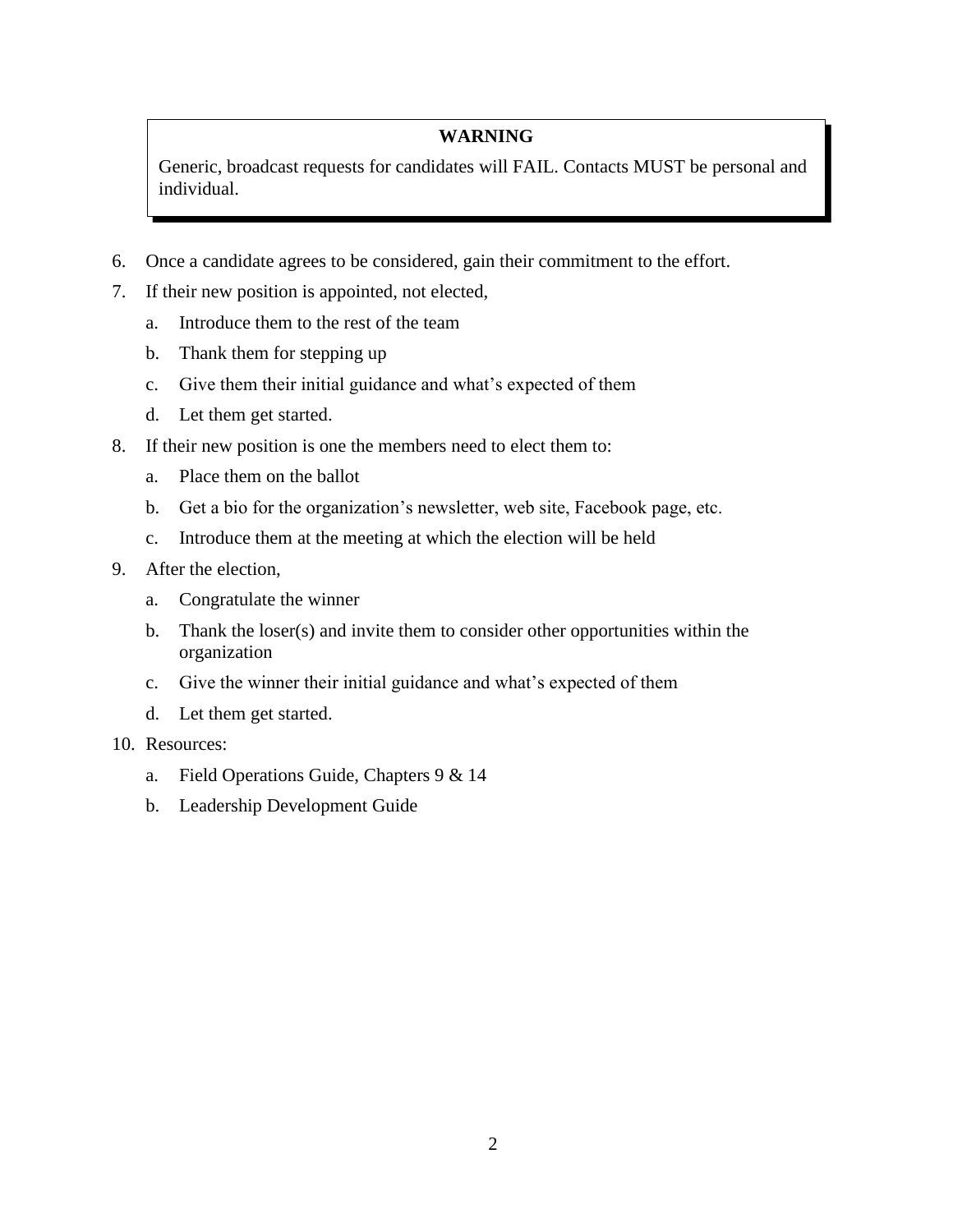**WARNING**

Generic, broadcast requests for candidates will FAIL. Contacts MUST be personal and individual.

6. Once a candidate agrees to be considered, gain their commitment to the effort.
7. If their new position is appointed, not elected,
   a. Introduce them to the rest of the team
   b. Thank them for stepping up
   c. Give them their initial guidance and what's expected of them
   d. Let them get started.
8. If their new position is one the members need to elect them to:
   a. Place them on the ballot
   b. Get a bio for the organization's newsletter, web site, Facebook page, etc.
   c. Introduce them at the meeting at which the election will be held
9. After the election,
   a. Congratulate the winner
   b. Thank the loser(s) and invite them to consider other opportunities within the organization
   c. Give the winner their initial guidance and what's expected of them
   d. Let them get started.
10. Resources:
    a. Field Operations Guide, Chapters 9 & 14
    b. Leadership Development Guide